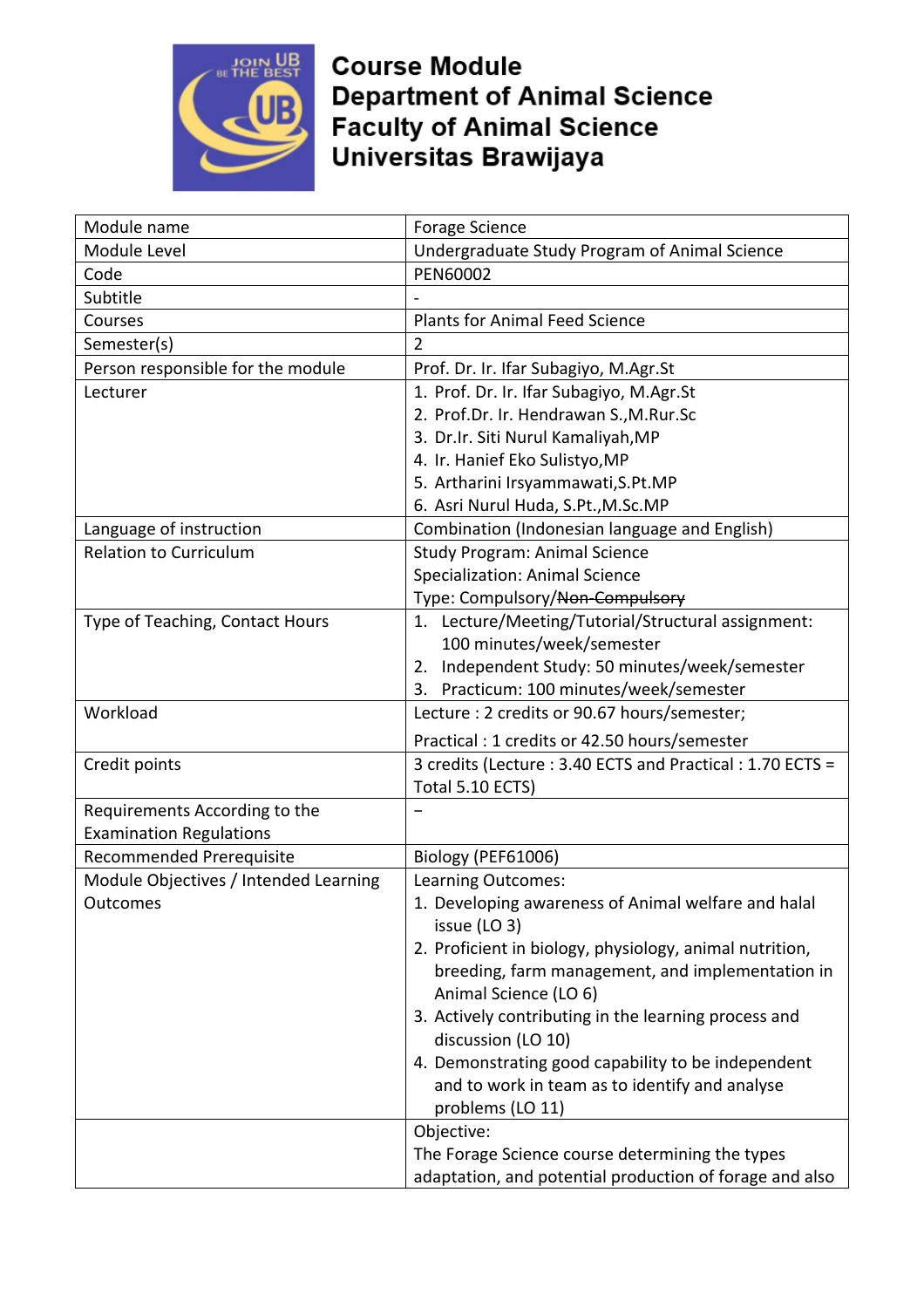# Course Module
# Department of Animal Science
# Faculty of Animal Science
# Universitas Brawijaya

| Module name | Forage Science |
|---|---|
| Module Level | Undergraduate Study Program of Animal Science |
| Code | PEN60002 |
| Subtitle | - |
| Courses | Plants for Animal Feed Science |
| Semester(s) | 2 |
| Person responsible for the module | Prof. Dr. Ir. Ifar Subagiyo, M.Agr.St |
| Lecturer | 1. Prof. Dr. Ir. Ifar Subagiyo, M.Agr.St<br>2. Prof.Dr. Ir. Hendrawan S.,M.Rur.Sc<br>3. Dr.Ir. Siti Nurul Kamaliyah,MP<br>4. Ir. Hanief Eko Sulistyo,MP<br>5. Artharini Irsyammawati,S.Pt.MP<br>6. Asri Nurul Huda, S.Pt.,M.Sc.MP |
| Language of instruction | Combination (Indonesian language and English) |
| Relation to Curriculum | Study Program: Animal Science<br>Specialization: Animal Science<br>Type: Compulsory/~~Non-Compulsory~~ |
| Type of Teaching, Contact Hours | 1. Lecture/Meeting/Tutorial/Structural assignment: 100 minutes/week/semester<br>2. Independent Study: 50 minutes/week/semester<br>3. Practicum: 100 minutes/week/semester |
| Workload | Lecture : 2 credits or 90.67 hours/semester;<br>Practical : 1 credits or 42.50 hours/semester |
| Credit points | 3 credits (Lecture : 3.40 ECTS and Practical : 1.70 ECTS = Total 5.10 ECTS) |
| Requirements According to the Examination Regulations | – |
| Recommended Prerequisite | Biology (PEF61006) |
| Module Objectives / Intended Learning Outcomes | Learning Outcomes:<br>1. Developing awareness of Animal welfare and halal issue (LO 3)<br>2. Proficient in biology, physiology, animal nutrition, breeding, farm management, and implementation in Animal Science (LO 6)<br>3. Actively contributing in the learning process and discussion (LO 10)<br>4. Demonstrating good capability to be independent and to work in team as to identify and analyse problems (LO 11) |
| | Objective:<br>The Forage Science course determining the types adaptation, and potential production of forage and also |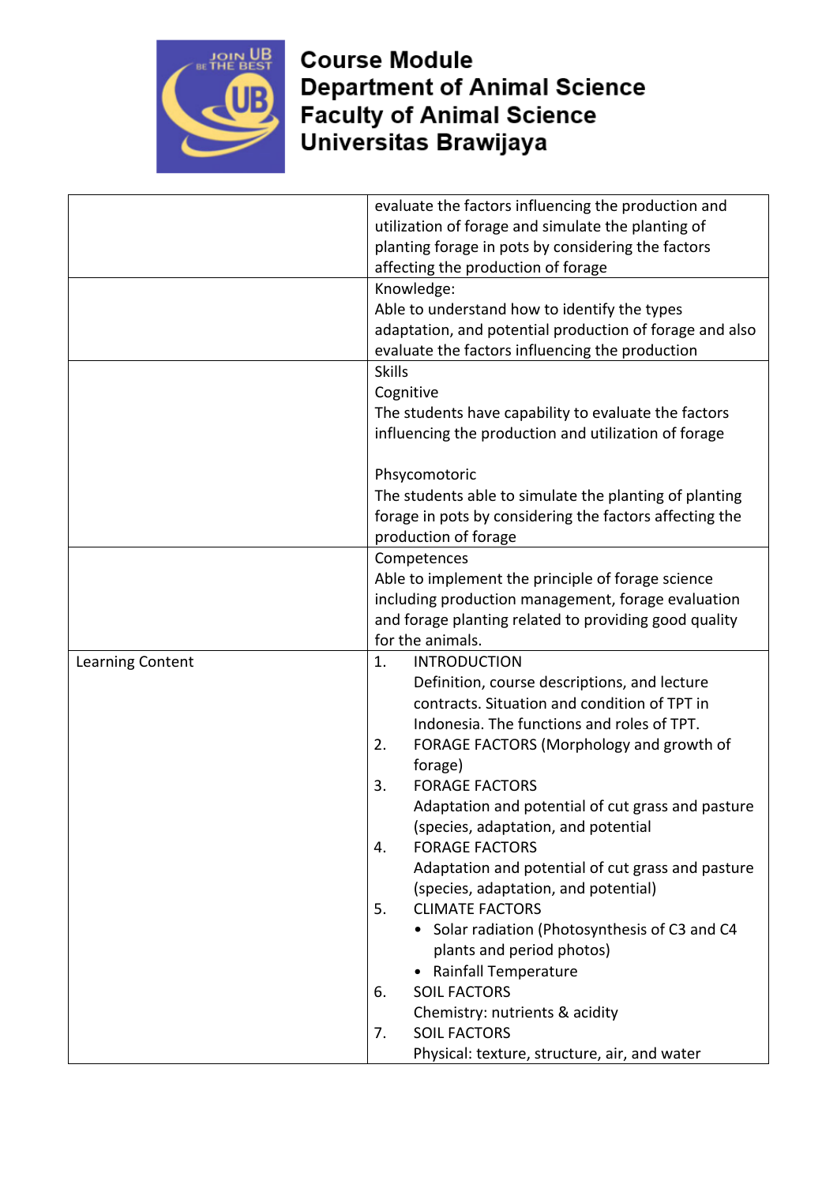**Course Module**
**Department of Animal Science**
**Faculty of Animal Science**
**Universitas Brawijaya**

| | |
|---|---|
| | evaluate the factors influencing the production and utilization of forage and simulate the planting of planting forage in pots by considering the factors affecting the production of forage |
| | Knowledge:<br>Able to understand how to identify the types adaptation, and potential production of forage and also evaluate the factors influencing the production |
| | Skills<br>Cognitive<br>The students have capability to evaluate the factors influencing the production and utilization of forage<br><br>Phsycomotoric<br>The students able to simulate the planting of planting forage in pots by considering the factors affecting the production of forage |
| | Competences<br>Able to implement the principle of forage science including production management, forage evaluation and forage planting related to providing good quality for the animals. |
| Learning Content | 1. INTRODUCTION<br>Definition, course descriptions, and lecture contracts. Situation and condition of TPT in Indonesia. The functions and roles of TPT.<br>2. FORAGE FACTORS (Morphology and growth of forage)<br>3. FORAGE FACTORS<br>Adaptation and potential of cut grass and pasture (species, adaptation, and potential<br>4. FORAGE FACTORS<br>Adaptation and potential of cut grass and pasture (species, adaptation, and potential)<br>5. CLIMATE FACTORS<br>• Solar radiation (Photosynthesis of C3 and C4 plants and period photos)<br>• Rainfall Temperature<br>6. SOIL FACTORS<br>Chemistry: nutrients & acidity<br>7. SOIL FACTORS<br>Physical: texture, structure, air, and water |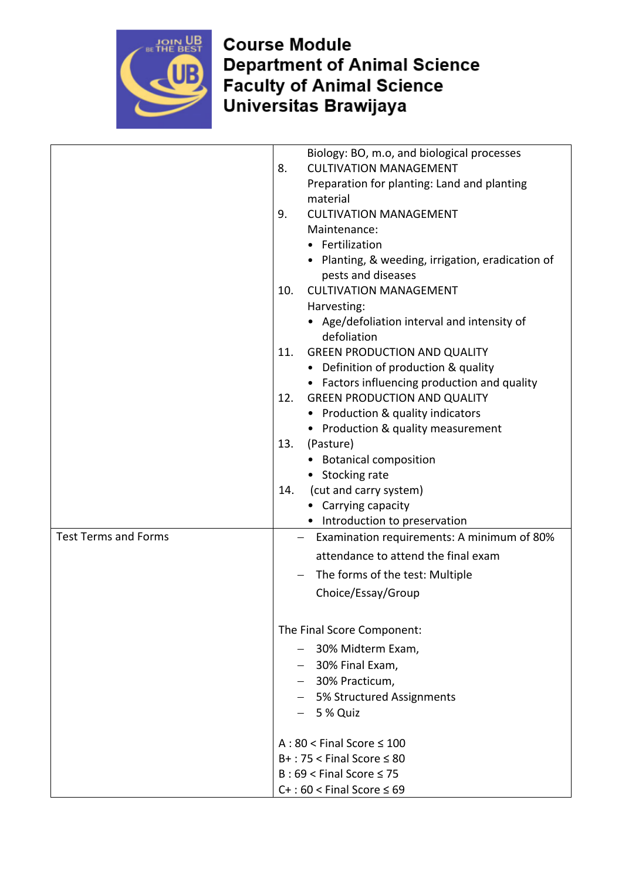**Course Module**
**Department of Animal Science**
**Faculty of Animal Science**
**Universitas Brawijaya**

| | |
|---|---|
| | Biology: BO, m.o, and biological processes<br>8. CULTIVATION MANAGEMENT<br>Preparation for planting: Land and planting material<br>9. CULTIVATION MANAGEMENT<br>Maintenance:<br>• Fertilization<br>• Planting, & weeding, irrigation, eradication of pests and diseases<br>10. CULTIVATION MANAGEMENT<br>Harvesting:<br>• Age/defoliation interval and intensity of defoliation<br>11. GREEN PRODUCTION AND QUALITY<br>• Definition of production & quality<br>• Factors influencing production and quality<br>12. GREEN PRODUCTION AND QUALITY<br>• Production & quality indicators<br>• Production & quality measurement<br>13. (Pasture)<br>• Botanical composition<br>• Stocking rate<br>14. (cut and carry system)<br>• Carrying capacity<br>• Introduction to preservation |
| Test Terms and Forms | – Examination requirements: A minimum of 80% attendance to attend the final exam<br>– The forms of the test: Multiple Choice/Essay/Group<br><br>The Final Score Component:<br>– 30% Midterm Exam,<br>– 30% Final Exam,<br>– 30% Practicum,<br>– 5% Structured Assignments<br>– 5 % Quiz<br><br>A : 80 < Final Score ≤ 100<br>B+ : 75 < Final Score ≤ 80<br>B : 69 < Final Score ≤ 75<br>C+ : 60 < Final Score ≤ 69 |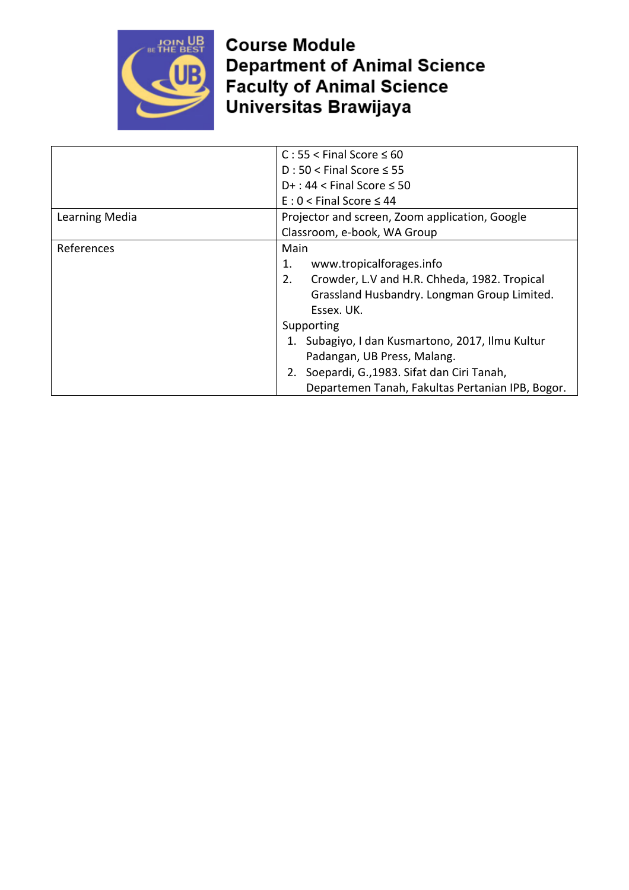| | |
|---|---|
| | C : 55 < Final Score ≤ 60<br>D : 50 < Final Score ≤ 55<br>D+ : 44 < Final Score ≤ 50<br>E : 0 < Final Score ≤ 44 |
| Learning Media | Projector and screen, Zoom application, Google Classroom, e-book, WA Group |
| References | Main<br>1. www.tropicalforages.info<br>2. Crowder, L.V and H.R. Chheda, 1982. Tropical Grassland Husbandry. Longman Group Limited. Essex. UK.<br>Supporting<br>1. Subagiyo, I dan Kusmartono, 2017, Ilmu Kultur Padangan, UB Press, Malang.<br>2. Soepardi, G.,1983. Sifat dan Ciri Tanah, Departemen Tanah, Fakultas Pertanian IPB, Bogor. |